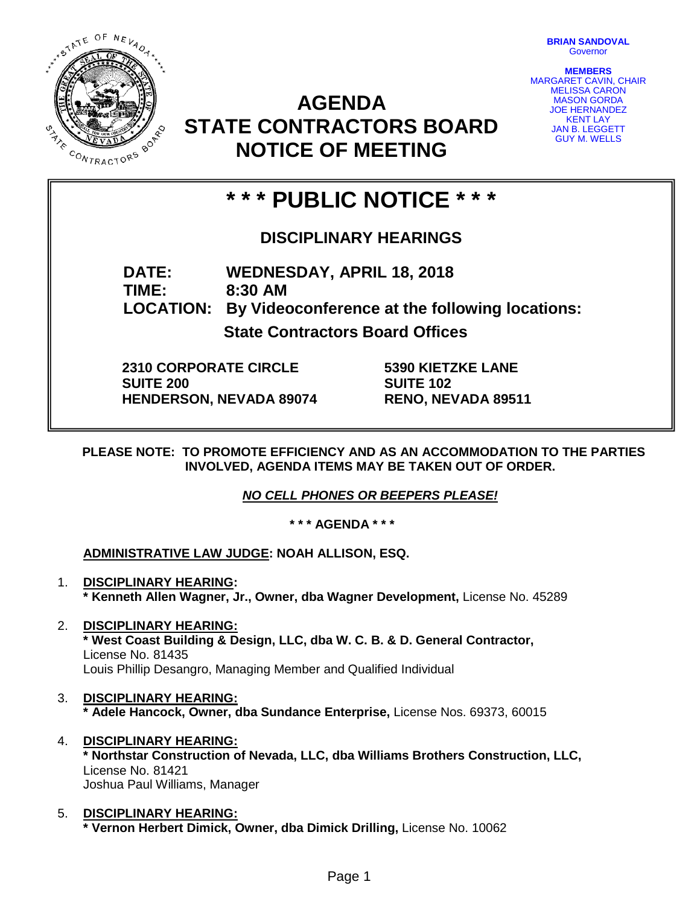**BRIAN SANDOVAL**
Governor

**MEMBERS**
MARGARET CAVIN, CHAIR
MELISSA CARON
MASON GORDA
JOE HERNANDEZ
KENT LAY
JAN B. LEGGETT
GUY M. WELLS

# AGENDA
# STATE CONTRACTORS BOARD
# NOTICE OF MEETING

## * * * PUBLIC NOTICE * * *

### DISCIPLINARY HEARINGS

**DATE:** **WEDNESDAY, APRIL 18, 2018**
**TIME:** **8:30 AM**
**LOCATION:** **By Videoconference at the following locations:**

**State Contractors Board Offices**

**2310 CORPORATE CIRCLE**
**SUITE 200**
**HENDERSON, NEVADA 89074**

**5390 KIETZKE LANE**
**SUITE 102**
**RENO, NEVADA 89511**

**PLEASE NOTE: TO PROMOTE EFFICIENCY AND AS AN ACCOMMODATION TO THE PARTIES INVOLVED, AGENDA ITEMS MAY BE TAKEN OUT OF ORDER.**

***NO CELL PHONES OR BEEPERS PLEASE!***

**\* \* \* AGENDA \* \* \***

**ADMINISTRATIVE LAW JUDGE: NOAH ALLISON, ESQ.**

1. **DISCIPLINARY HEARING:**
   **\* Kenneth Allen Wagner, Jr., Owner, dba Wagner Development,** License No. 45289

2. **DISCIPLINARY HEARING:**
   **\* West Coast Building & Design, LLC, dba W. C. B. & D. General Contractor,**
   License No. 81435
   Louis Phillip Desangro, Managing Member and Qualified Individual

3. **DISCIPLINARY HEARING:**
   **\* Adele Hancock, Owner, dba Sundance Enterprise,** License Nos. 69373, 60015

4. **DISCIPLINARY HEARING:**
   **\* Northstar Construction of Nevada, LLC, dba Williams Brothers Construction, LLC,**
   License No. 81421
   Joshua Paul Williams, Manager

5. **DISCIPLINARY HEARING:**
   **\* Vernon Herbert Dimick, Owner, dba Dimick Drilling,** License No. 10062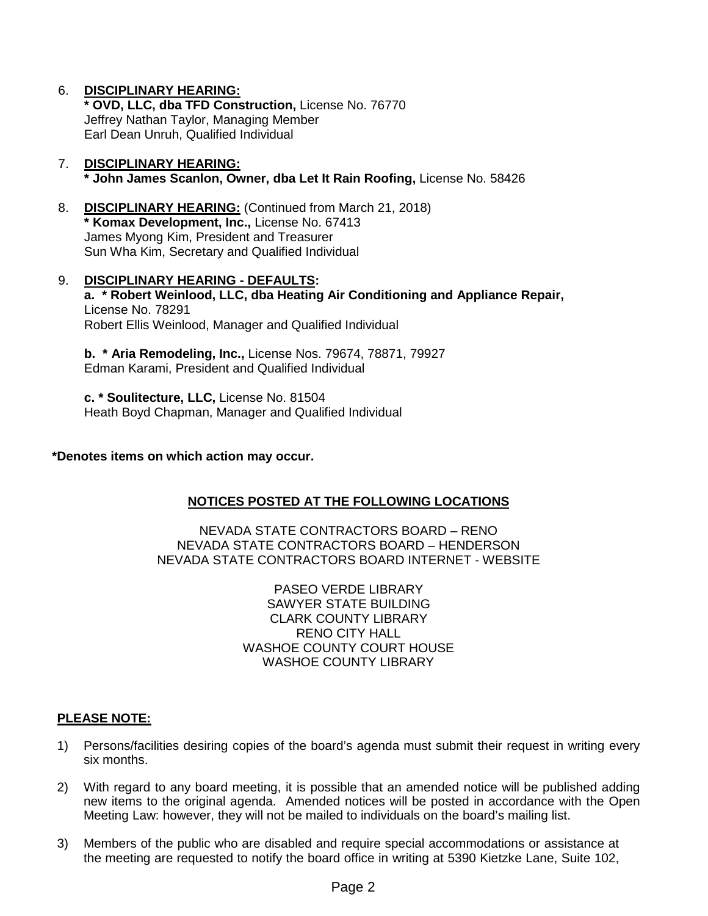6. **DISCIPLINARY HEARING:**
   **\* OVD, LLC, dba TFD Construction,** License No. 76770
   Jeffrey Nathan Taylor, Managing Member
   Earl Dean Unruh, Qualified Individual

7. **DISCIPLINARY HEARING:**
   **\* John James Scanlon, Owner, dba Let It Rain Roofing,** License No. 58426

8. **DISCIPLINARY HEARING:** (Continued from March 21, 2018)
   **\* Komax Development, Inc.,** License No. 67413
   James Myong Kim, President and Treasurer
   Sun Wha Kim, Secretary and Qualified Individual

9. **DISCIPLINARY HEARING - DEFAULTS:**
   **a. \* Robert Weinlood, LLC, dba Heating Air Conditioning and Appliance Repair,**
   License No. 78291
   Robert Ellis Weinlood, Manager and Qualified Individual

   **b. \* Aria Remodeling, Inc.,** License Nos. 79674, 78871, 79927
   Edman Karami, President and Qualified Individual

   **c. \* Soulitecture, LLC,** License No. 81504
   Heath Boyd Chapman, Manager and Qualified Individual

**\*Denotes items on which action may occur.**

**NOTICES POSTED AT THE FOLLOWING LOCATIONS**

NEVADA STATE CONTRACTORS BOARD – RENO
NEVADA STATE CONTRACTORS BOARD – HENDERSON
NEVADA STATE CONTRACTORS BOARD INTERNET - WEBSITE

PASEO VERDE LIBRARY
SAWYER STATE BUILDING
CLARK COUNTY LIBRARY
RENO CITY HALL
WASHOE COUNTY COURT HOUSE
WASHOE COUNTY LIBRARY

**PLEASE NOTE:**

1) Persons/facilities desiring copies of the board's agenda must submit their request in writing every six months.

2) With regard to any board meeting, it is possible that an amended notice will be published adding new items to the original agenda. Amended notices will be posted in accordance with the Open Meeting Law: however, they will not be mailed to individuals on the board's mailing list.

3) Members of the public who are disabled and require special accommodations or assistance at the meeting are requested to notify the board office in writing at 5390 Kietzke Lane, Suite 102,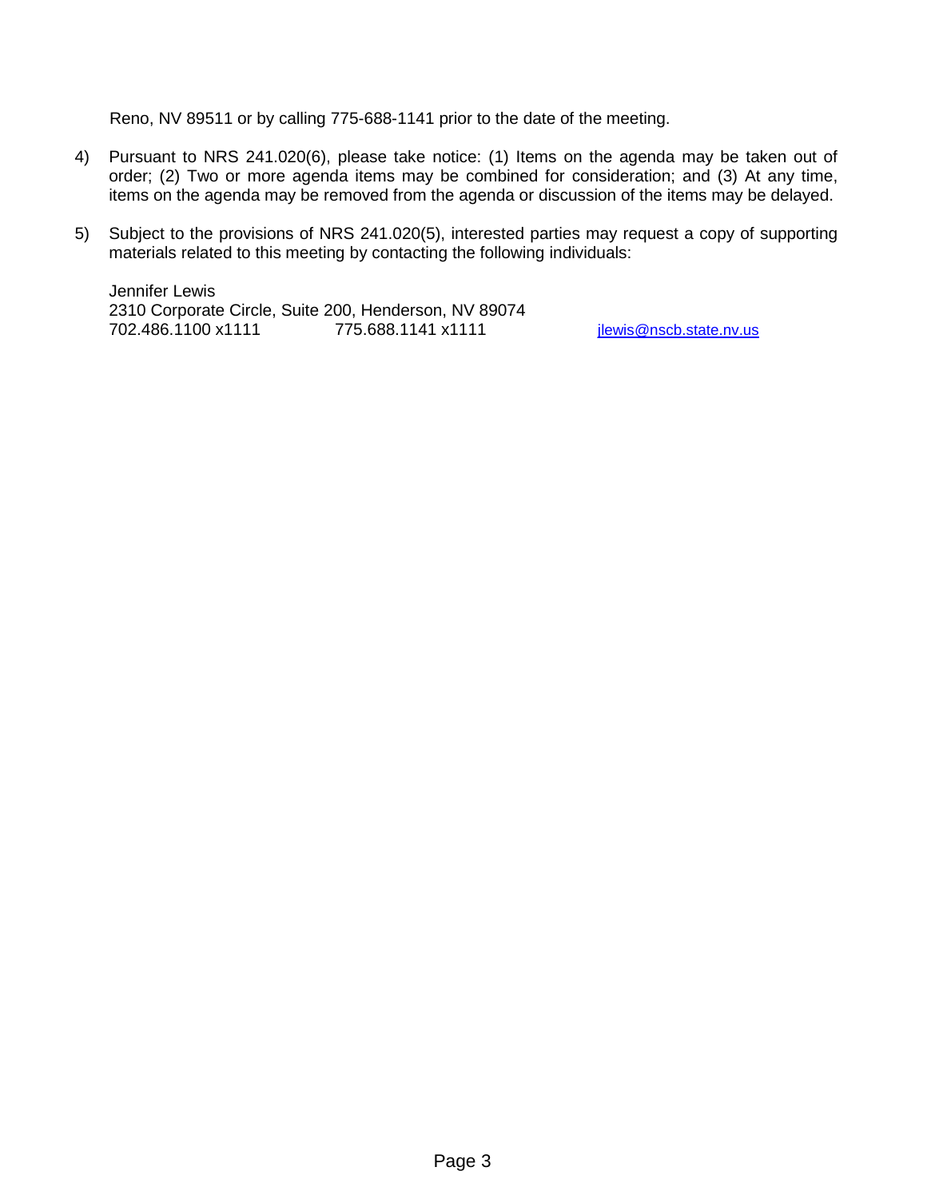Reno, NV 89511 or by calling 775-688-1141 prior to the date of the meeting.

4) Pursuant to NRS 241.020(6), please take notice: (1) Items on the agenda may be taken out of order; (2) Two or more agenda items may be combined for consideration; and (3) At any time, items on the agenda may be removed from the agenda or discussion of the items may be delayed.

5) Subject to the provisions of NRS 241.020(5), interested parties may request a copy of supporting materials related to this meeting by contacting the following individuals:

   Jennifer Lewis
   2310 Corporate Circle, Suite 200, Henderson, NV 89074
   702.486.1100 x1111    775.688.1141 x1111    jlewis@nscb.state.nv.us